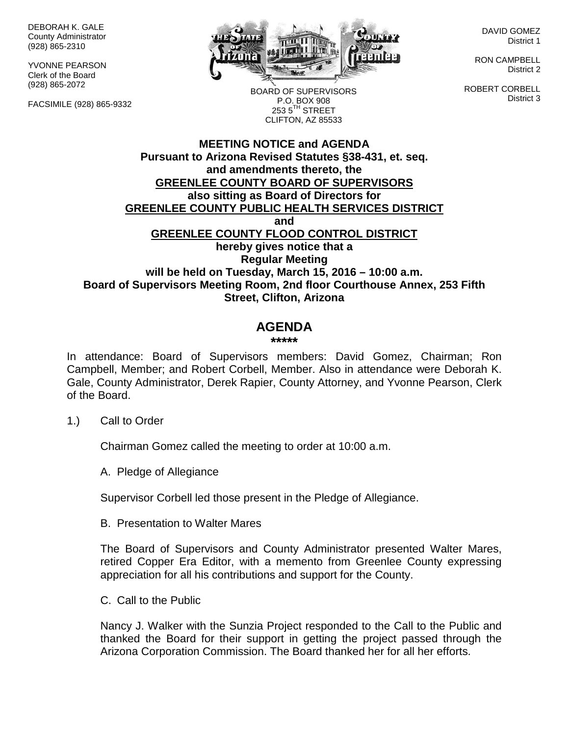DEBORAH K. GALE
County Administrator
(928) 865-2310

YVONNE PEARSON
Clerk of the Board
(928) 865-2072

FACSIMILE (928) 865-9332

BOARD OF SUPERVISORS
P.O. BOX 908
253 5TH STREET
CLIFTON, AZ 85533

DAVID GOMEZ
District 1

RON CAMPBELL
District 2

ROBERT CORBELL
District 3

**MEETING NOTICE and AGENDA**
**Pursuant to Arizona Revised Statutes §38-431, et. seq.**
**and amendments thereto, the**
**GREENLEE COUNTY BOARD OF SUPERVISORS**
**also sitting as Board of Directors for**
**GREENLEE COUNTY PUBLIC HEALTH SERVICES DISTRICT**
**and**
**GREENLEE COUNTY FLOOD CONTROL DISTRICT**
**hereby gives notice that a**
**Regular Meeting**
**will be held on Tuesday, March 15, 2016 – 10:00 a.m.**
**Board of Supervisors Meeting Room, 2nd floor Courthouse Annex, 253 Fifth Street, Clifton, Arizona**

## AGENDA

**\*\*\*\*\***

In attendance: Board of Supervisors members: David Gomez, Chairman; Ron Campbell, Member; and Robert Corbell, Member. Also in attendance were Deborah K. Gale, County Administrator, Derek Rapier, County Attorney, and Yvonne Pearson, Clerk of the Board.

1.) Call to Order

Chairman Gomez called the meeting to order at 10:00 a.m.

A. Pledge of Allegiance

Supervisor Corbell led those present in the Pledge of Allegiance.

B. Presentation to Walter Mares

The Board of Supervisors and County Administrator presented Walter Mares, retired Copper Era Editor, with a memento from Greenlee County expressing appreciation for all his contributions and support for the County.

C. Call to the Public

Nancy J. Walker with the Sunzia Project responded to the Call to the Public and thanked the Board for their support in getting the project passed through the Arizona Corporation Commission. The Board thanked her for all her efforts.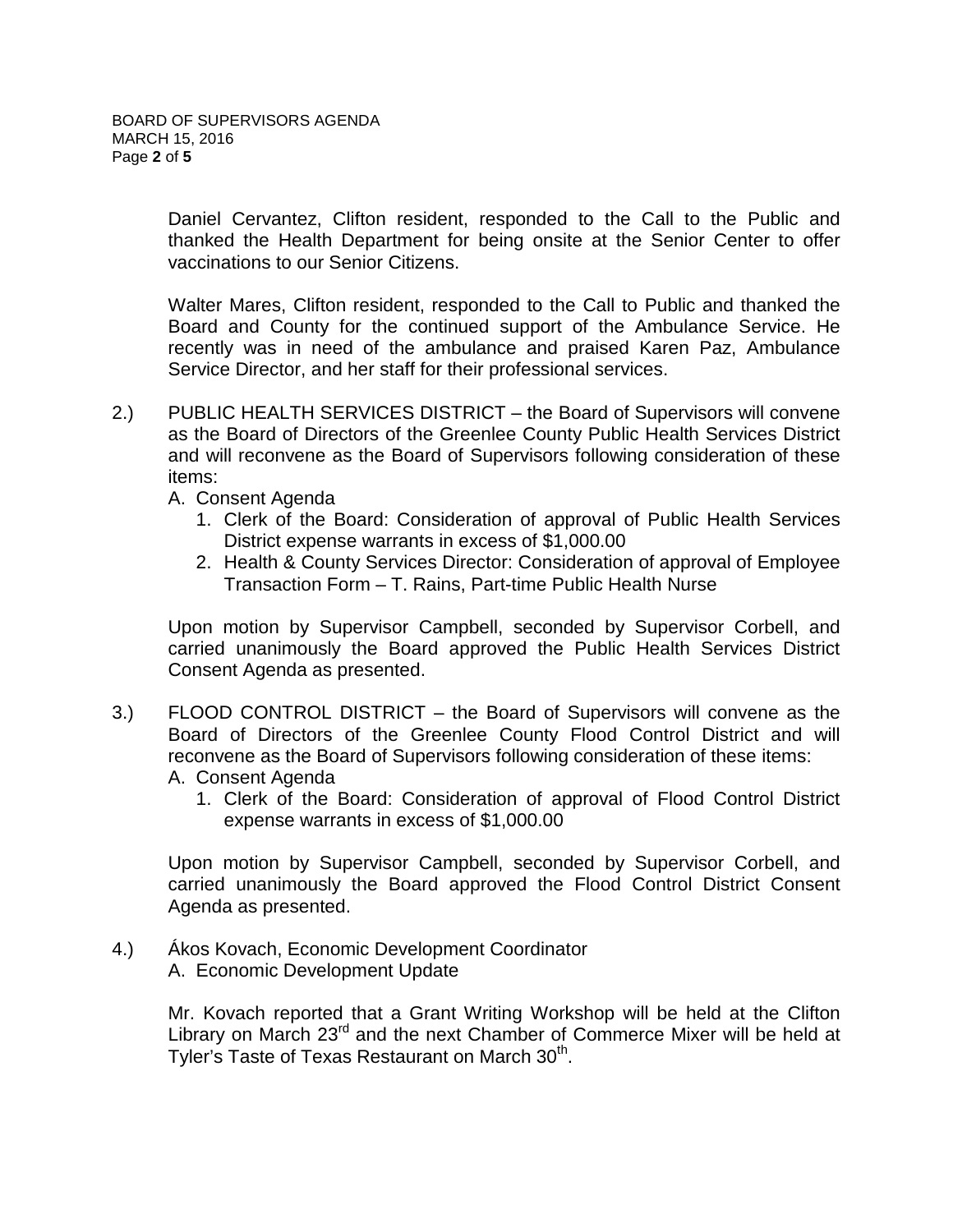Daniel Cervantez, Clifton resident, responded to the Call to the Public and thanked the Health Department for being onsite at the Senior Center to offer vaccinations to our Senior Citizens.

Walter Mares, Clifton resident, responded to the Call to Public and thanked the Board and County for the continued support of the Ambulance Service. He recently was in need of the ambulance and praised Karen Paz, Ambulance Service Director, and her staff for their professional services.

2.) PUBLIC HEALTH SERVICES DISTRICT – the Board of Supervisors will convene as the Board of Directors of the Greenlee County Public Health Services District and will reconvene as the Board of Supervisors following consideration of these items:

A. Consent Agenda
   1. Clerk of the Board: Consideration of approval of Public Health Services District expense warrants in excess of $1,000.00
   2. Health & County Services Director: Consideration of approval of Employee Transaction Form – T. Rains, Part-time Public Health Nurse

Upon motion by Supervisor Campbell, seconded by Supervisor Corbell, and carried unanimously the Board approved the Public Health Services District Consent Agenda as presented.

3.) FLOOD CONTROL DISTRICT – the Board of Supervisors will convene as the Board of Directors of the Greenlee County Flood Control District and will reconvene as the Board of Supervisors following consideration of these items:

A. Consent Agenda
   1. Clerk of the Board: Consideration of approval of Flood Control District expense warrants in excess of $1,000.00

Upon motion by Supervisor Campbell, seconded by Supervisor Corbell, and carried unanimously the Board approved the Flood Control District Consent Agenda as presented.

4.) Ákos Kovach, Economic Development Coordinator

A. Economic Development Update

Mr. Kovach reported that a Grant Writing Workshop will be held at the Clifton Library on March 23rd and the next Chamber of Commerce Mixer will be held at Tyler's Taste of Texas Restaurant on March 30th.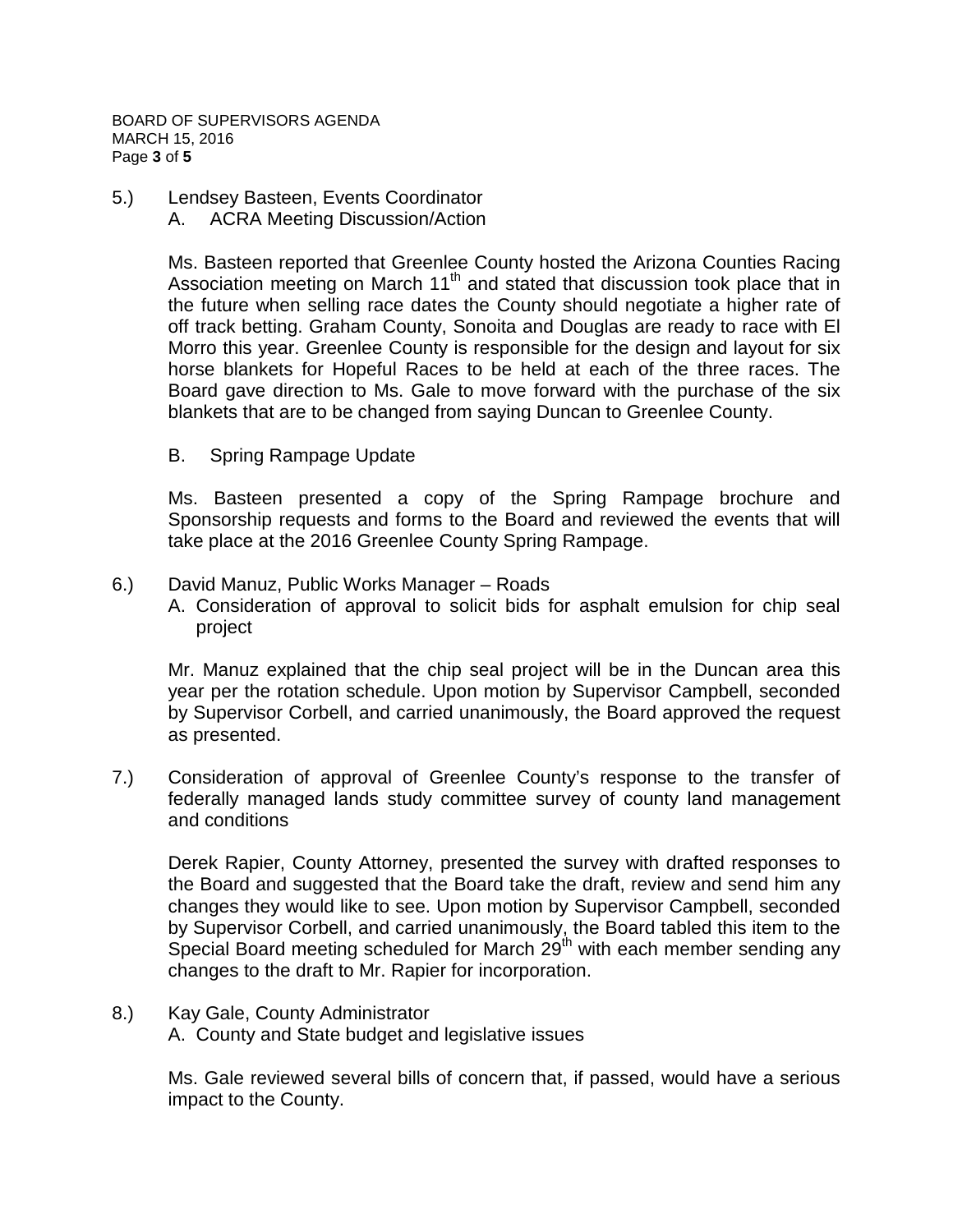5.) Lendsey Basteen, Events Coordinator

A. ACRA Meeting Discussion/Action

Ms. Basteen reported that Greenlee County hosted the Arizona Counties Racing Association meeting on March 11th and stated that discussion took place that in the future when selling race dates the County should negotiate a higher rate of off track betting. Graham County, Sonoita and Douglas are ready to race with El Morro this year. Greenlee County is responsible for the design and layout for six horse blankets for Hopeful Races to be held at each of the three races. The Board gave direction to Ms. Gale to move forward with the purchase of the six blankets that are to be changed from saying Duncan to Greenlee County.

B. Spring Rampage Update

Ms. Basteen presented a copy of the Spring Rampage brochure and Sponsorship requests and forms to the Board and reviewed the events that will take place at the 2016 Greenlee County Spring Rampage.

6.) David Manuz, Public Works Manager – Roads

A. Consideration of approval to solicit bids for asphalt emulsion for chip seal project

Mr. Manuz explained that the chip seal project will be in the Duncan area this year per the rotation schedule. Upon motion by Supervisor Campbell, seconded by Supervisor Corbell, and carried unanimously, the Board approved the request as presented.

7.) Consideration of approval of Greenlee County's response to the transfer of federally managed lands study committee survey of county land management and conditions

Derek Rapier, County Attorney, presented the survey with drafted responses to the Board and suggested that the Board take the draft, review and send him any changes they would like to see. Upon motion by Supervisor Campbell, seconded by Supervisor Corbell, and carried unanimously, the Board tabled this item to the Special Board meeting scheduled for March 29th with each member sending any changes to the draft to Mr. Rapier for incorporation.

8.) Kay Gale, County Administrator

A. County and State budget and legislative issues

Ms. Gale reviewed several bills of concern that, if passed, would have a serious impact to the County.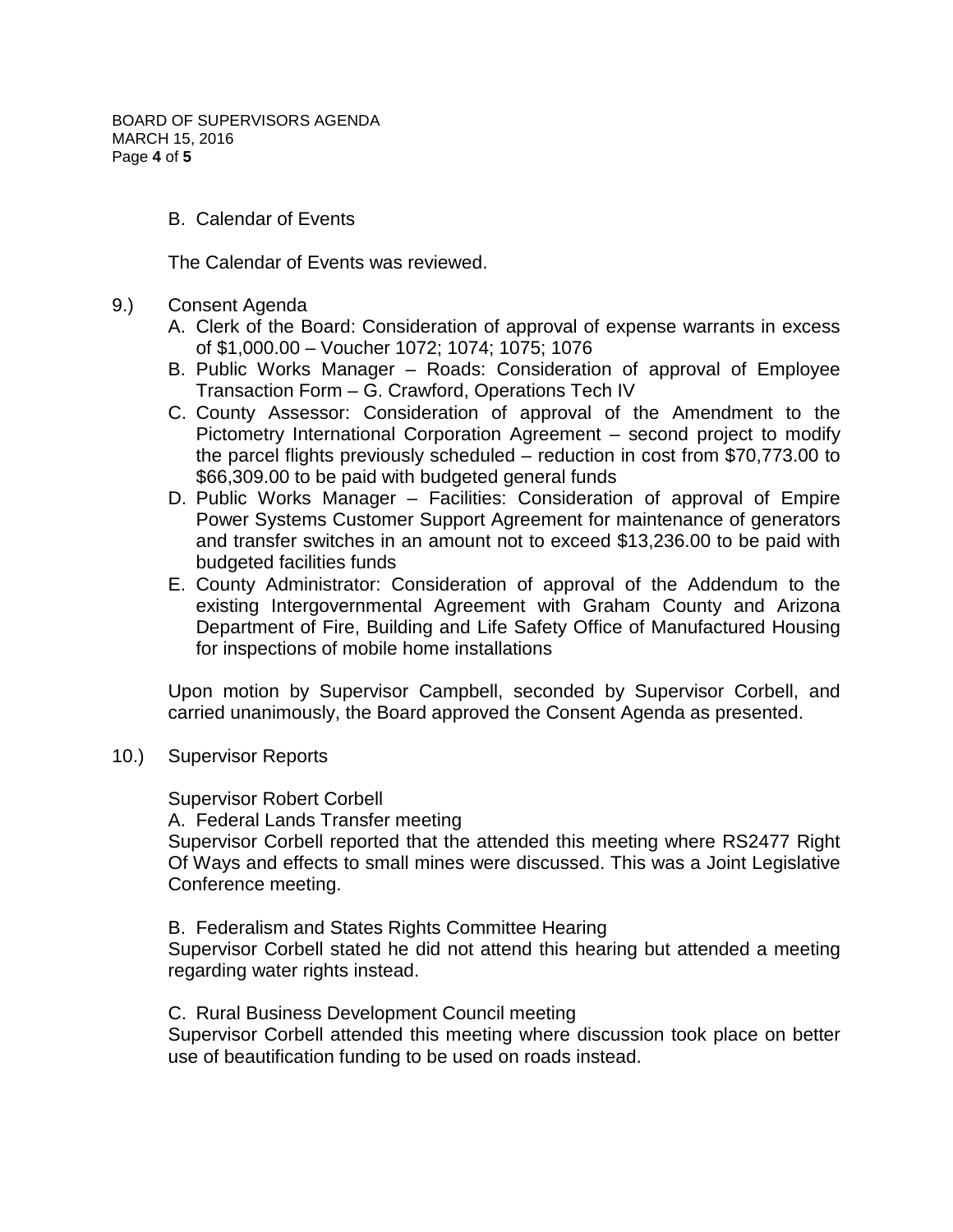B. Calendar of Events

The Calendar of Events was reviewed.

9.) Consent Agenda

A. Clerk of the Board: Consideration of approval of expense warrants in excess of $1,000.00 – Voucher 1072; 1074; 1075; 1076
B. Public Works Manager – Roads: Consideration of approval of Employee Transaction Form – G. Crawford, Operations Tech IV
C. County Assessor: Consideration of approval of the Amendment to the Pictometry International Corporation Agreement – second project to modify the parcel flights previously scheduled – reduction in cost from $70,773.00 to $66,309.00 to be paid with budgeted general funds
D. Public Works Manager – Facilities: Consideration of approval of Empire Power Systems Customer Support Agreement for maintenance of generators and transfer switches in an amount not to exceed $13,236.00 to be paid with budgeted facilities funds
E. County Administrator: Consideration of approval of the Addendum to the existing Intergovernmental Agreement with Graham County and Arizona Department of Fire, Building and Life Safety Office of Manufactured Housing for inspections of mobile home installations

Upon motion by Supervisor Campbell, seconded by Supervisor Corbell, and carried unanimously, the Board approved the Consent Agenda as presented.

10.) Supervisor Reports

Supervisor Robert Corbell

A. Federal Lands Transfer meeting
Supervisor Corbell reported that the attended this meeting where RS2477 Right Of Ways and effects to small mines were discussed. This was a Joint Legislative Conference meeting.

B. Federalism and States Rights Committee Hearing
Supervisor Corbell stated he did not attend this hearing but attended a meeting regarding water rights instead.

C. Rural Business Development Council meeting
Supervisor Corbell attended this meeting where discussion took place on better use of beautification funding to be used on roads instead.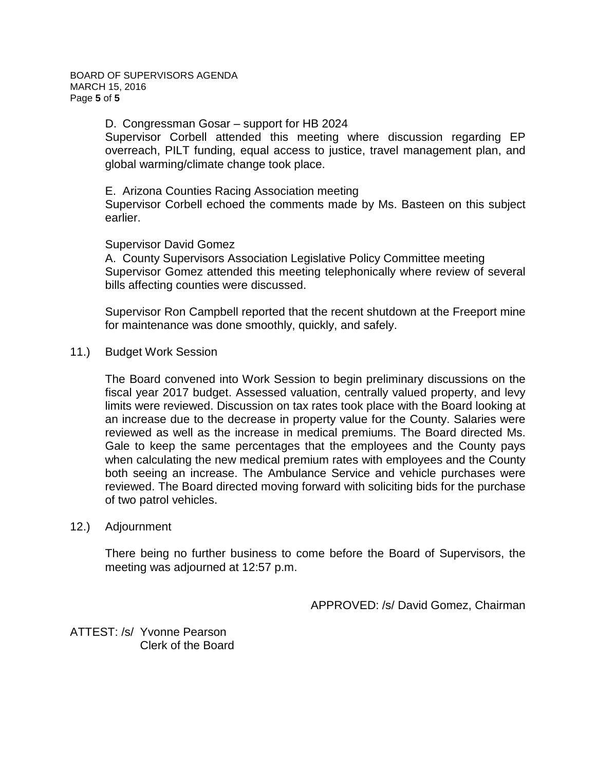D. Congressman Gosar – support for HB 2024

Supervisor Corbell attended this meeting where discussion regarding EP overreach, PILT funding, equal access to justice, travel management plan, and global warming/climate change took place.

E. Arizona Counties Racing Association meeting

Supervisor Corbell echoed the comments made by Ms. Basteen on this subject earlier.

Supervisor David Gomez

A. County Supervisors Association Legislative Policy Committee meeting

Supervisor Gomez attended this meeting telephonically where review of several bills affecting counties were discussed.

Supervisor Ron Campbell reported that the recent shutdown at the Freeport mine for maintenance was done smoothly, quickly, and safely.

11.) Budget Work Session

The Board convened into Work Session to begin preliminary discussions on the fiscal year 2017 budget. Assessed valuation, centrally valued property, and levy limits were reviewed. Discussion on tax rates took place with the Board looking at an increase due to the decrease in property value for the County. Salaries were reviewed as well as the increase in medical premiums. The Board directed Ms. Gale to keep the same percentages that the employees and the County pays when calculating the new medical premium rates with employees and the County both seeing an increase. The Ambulance Service and vehicle purchases were reviewed. The Board directed moving forward with soliciting bids for the purchase of two patrol vehicles.

12.) Adjournment

There being no further business to come before the Board of Supervisors, the meeting was adjourned at 12:57 p.m.

APPROVED: /s/ David Gomez, Chairman

ATTEST: /s/ Yvonne Pearson
Clerk of the Board